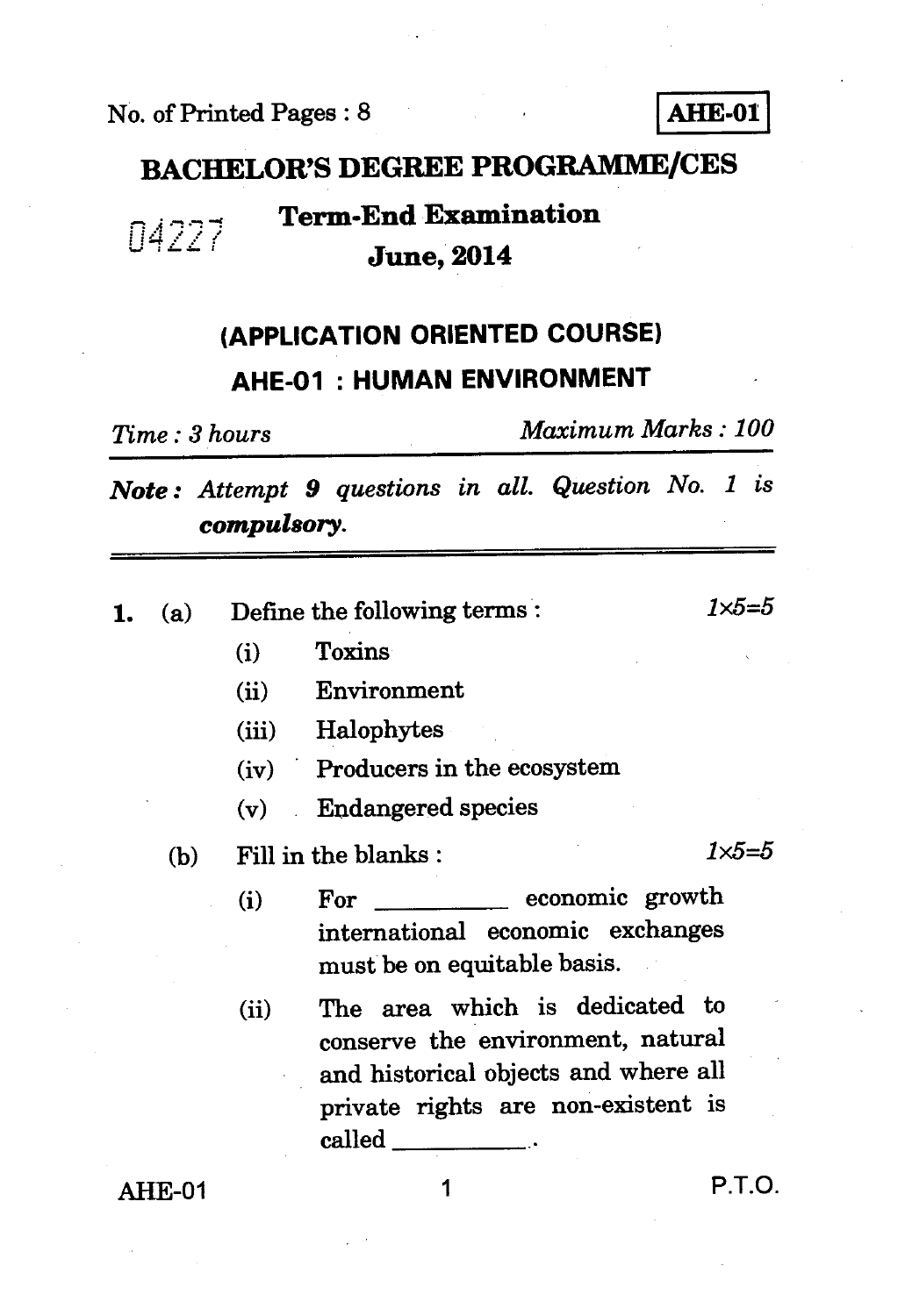No. of Printed Pages : 8

**AHE-01**

# BACHELOR'S DEGREE PROGRAMME/CES

04227

## Term-End Examination

## June, 2014

## (APPLICATION ORIENTED COURSE)

## AHE-01 : HUMAN ENVIRONMENT

*Time : 3 hours* *Maximum Marks : 100*

***Note :*** *Attempt **9** questions in all. Question No. 1 is **compulsory**.*

---

**1.** (a) Define the following terms : *1×5=5*

(i) Toxins

(ii) Environment

(iii) Halophytes

(iv) Producers in the ecosystem

(v) Endangered species

(b) Fill in the blanks : *1×5=5*

(i) For __________ economic growth international economic exchanges must be on equitable basis.

(ii) The area which is dedicated to conserve the environment, natural and historical objects and where all private rights are non-existent is called __________.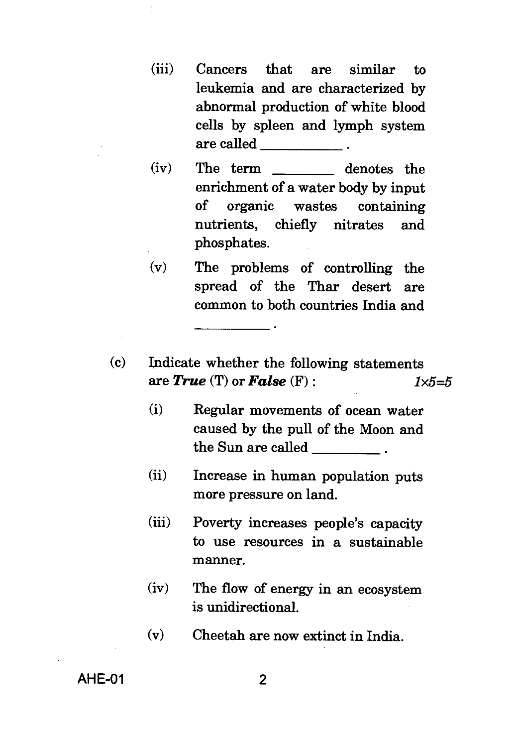(iii) Cancers that are similar to leukemia and are characterized by abnormal production of white blood cells by spleen and lymph system are called __________ .

(iv) The term ________ denotes the enrichment of a water body by input of organic wastes containing nutrients, chiefly nitrates and phosphates.

(v) The problems of controlling the spread of the Thar desert are common to both countries India and __________ .

(c) Indicate whether the following statements are ***True*** (T) or ***False*** (F) : *1×5=5*

(i) Regular movements of ocean water caused by the pull of the Moon and the Sun are called _________ .

(ii) Increase in human population puts more pressure on land.

(iii) Poverty increases people's capacity to use resources in a sustainable manner.

(iv) The flow of energy in an ecosystem is unidirectional.

(v) Cheetah are now extinct in India.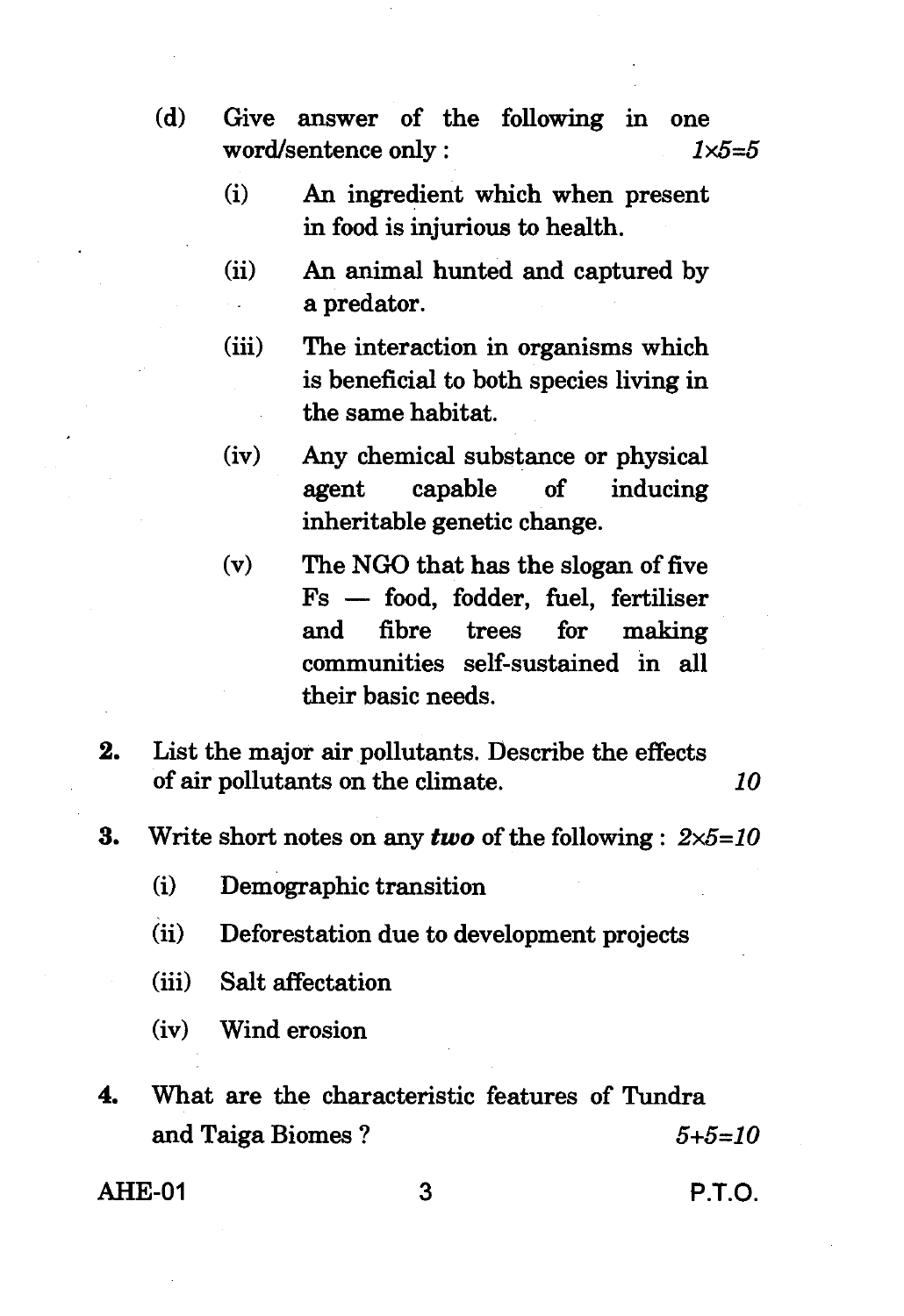(d) Give answer of the following in one word/sentence only : $1 \times 5 = 5$

(i) An ingredient which when present in food is injurious to health.

(ii) An animal hunted and captured by a predator.

(iii) The interaction in organisms which is beneficial to both species living in the same habitat.

(iv) Any chemical substance or physical agent capable of inducing inheritable genetic change.

(v) The NGO that has the slogan of five Fs — food, fodder, fuel, fertiliser and fibre trees for making communities self-sustained in all their basic needs.

**2.** List the major air pollutants. Describe the effects of air pollutants on the climate. 10

**3.** Write short notes on any ***two*** of the following : $2 \times 5 = 10$

(i) Demographic transition

(ii) Deforestation due to development projects

(iii) Salt affectation

(iv) Wind erosion

**4.** What are the characteristic features of Tundra and Taiga Biomes ? $5+5=10$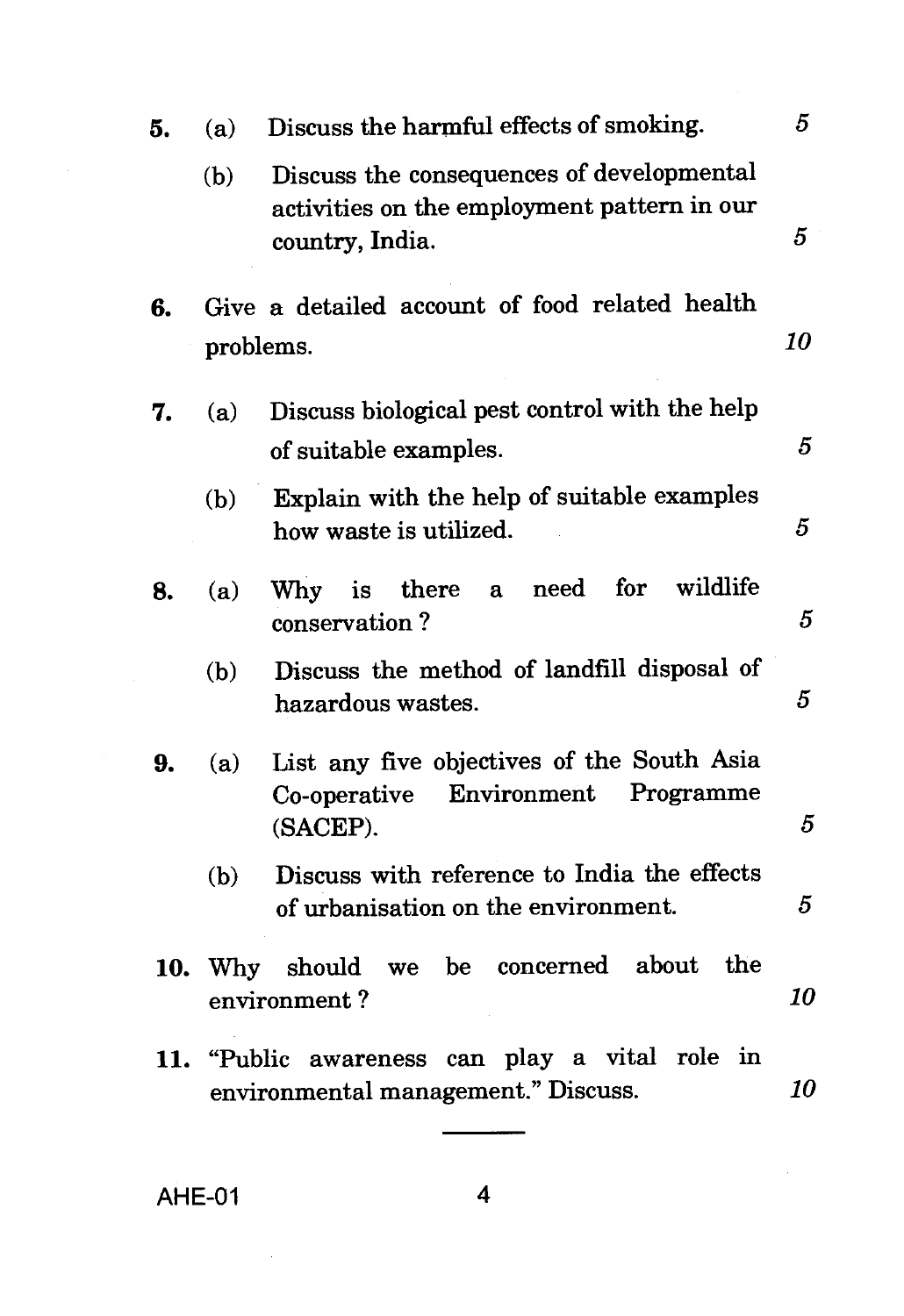5. (a) Discuss the harmful effects of smoking. 5

   (b) Discuss the consequences of developmental activities on the employment pattern in our country, India. 5

6. Give a detailed account of food related health problems. 10

7. (a) Discuss biological pest control with the help of suitable examples. 5

   (b) Explain with the help of suitable examples how waste is utilized. 5

8. (a) Why is there a need for wildlife conservation ? 5

   (b) Discuss the method of landfill disposal of hazardous wastes. 5

9. (a) List any five objectives of the South Asia Co-operative Environment Programme (SACEP). 5

   (b) Discuss with reference to India the effects of urbanisation on the environment. 5

10. Why should we be concerned about the environment ? 10

11. "Public awareness can play a vital role in environmental management." Discuss. 10

---

AHE-01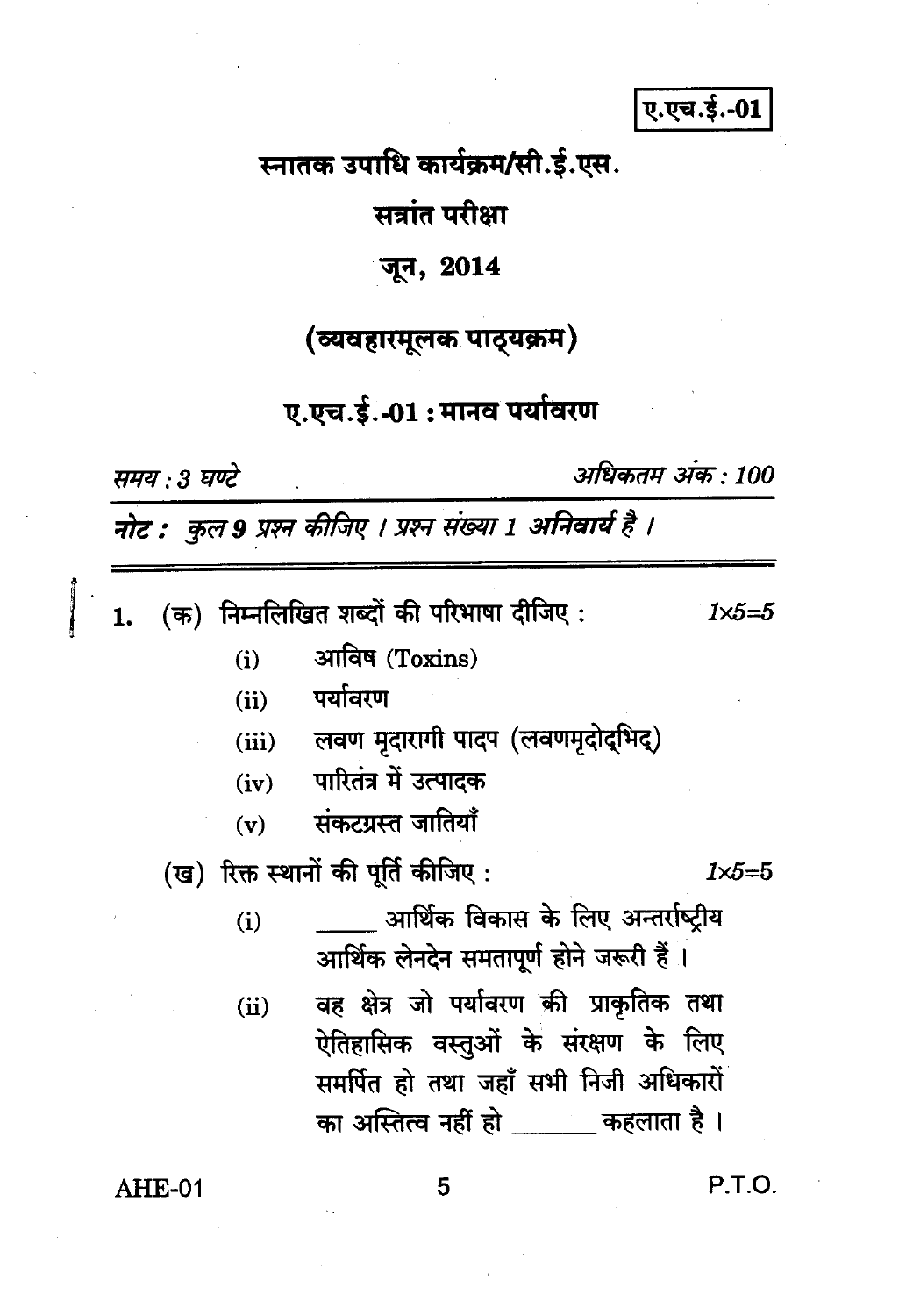ए.एच.ई.-01

# स्नातक उपाधि कार्यक्रम/सी.ई.एस.

## सत्रांत परीक्षा

## जून, 2014

## (व्यवहारमूलक पाठ्यक्रम)

## ए.एच.ई.-01 : मानव पर्यावरण

*समय : 3 घण्टे* *अधिकतम अंक : 100*

***नोट :*** *कुल* ***9*** *प्रश्न कीजिए । प्रश्न संख्या 1* ***अनिवार्य है*** *।*

---

1. (क) निम्नलिखित शब्दों की परिभाषा दीजिए : *1×5=5*

   (i) आविष (Toxins)

   (ii) पर्यावरण

   (iii) लवण मृदारागी पादप (लवणमृदोद्भिद्)

   (iv) पारितंत्र में उत्पादक

   (v) संकटग्रस्त जातियाँ

   (ख) रिक्त स्थानों की पूर्ति कीजिए : *1×5=5*

   (i) _____ आर्थिक विकास के लिए अन्तर्राष्ट्रीय आर्थिक लेनदेन समतापूर्ण होने जरूरी हैं ।

   (ii) वह क्षेत्र जो पर्यावरण की प्राकृतिक तथा ऐतिहासिक वस्तुओं के संरक्षण के लिए समर्पित हो तथा जहाँ सभी निजी अधिकारों का अस्तित्व नहीं हो _______ कहलाता है ।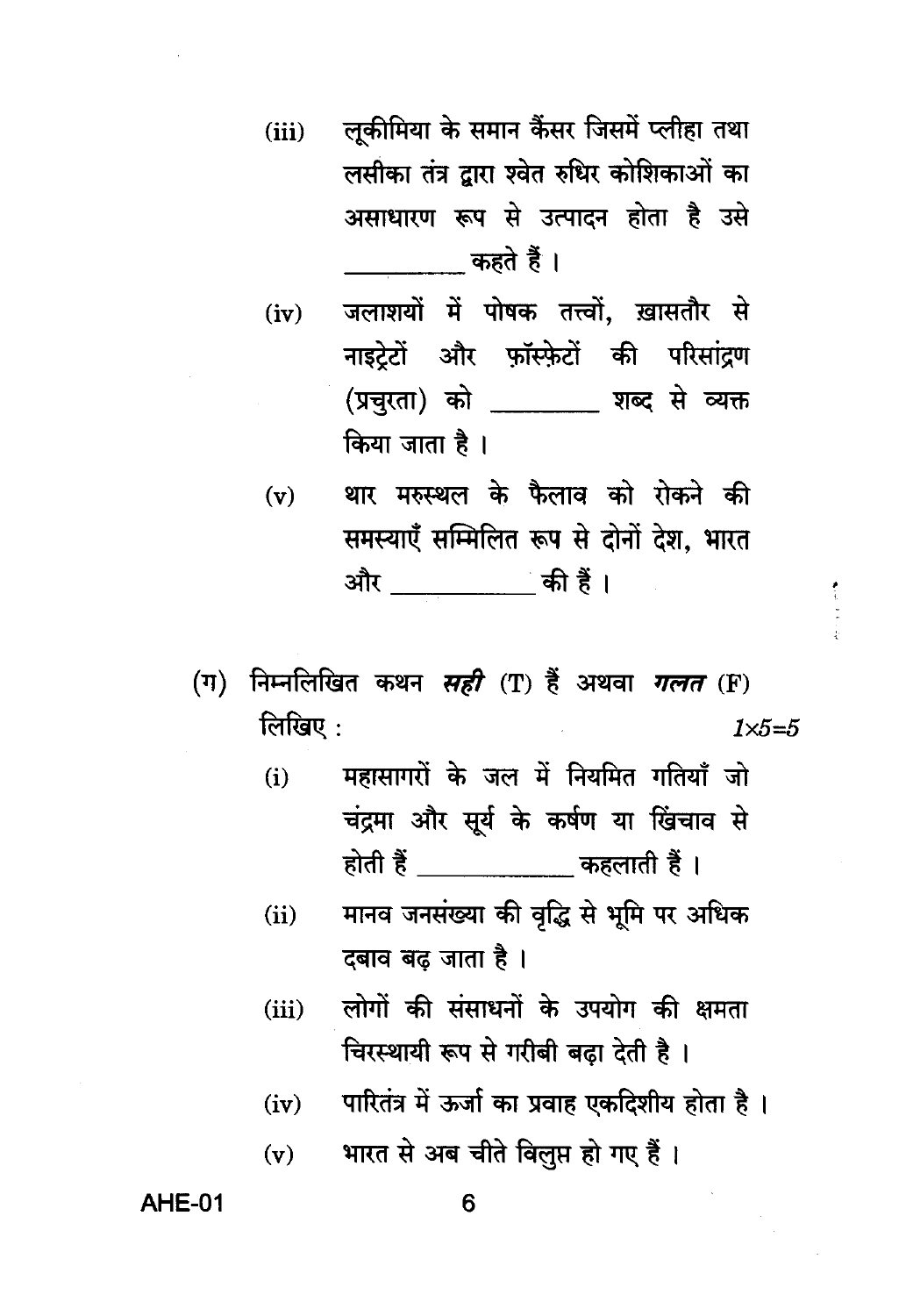(iii) लूकीमिया के समान कैंसर जिसमें प्लीहा तथा लसीका तंत्र द्वारा श्वेत रुधिर कोशिकाओं का असाधारण रूप से उत्पादन होता है उसे __________ कहते हैं ।

(iv) जलाशयों में पोषक तत्त्वों, ख़ासतौर से नाइट्रेटों और फ़ॉस्फ़ेटों की परिसांद्रण (प्रचुरता) को _________ शब्द से व्यक्त किया जाता है ।

(v) थार मरुस्थल के फैलाव को रोकने की समस्याएँ सम्मिलित रूप से दोनों देश, भारत और ___________ की हैं ।

(ग) निम्नलिखित कथन ***सही*** (T) हैं अथवा ***गलत*** (F) लिखिए : *1×5=5*

(i) महासागरों के जल में नियमित गतियाँ जो चंद्रमा और सूर्य के कर्षण या खिंचाव से होती हैं _____________ कहलाती हैं ।

(ii) मानव जनसंख्या की वृद्धि से भूमि पर अधिक दबाव बढ़ जाता है ।

(iii) लोगों की संसाधनों के उपयोग की क्षमता चिरस्थायी रूप से गरीबी बढ़ा देती है ।

(iv) पारितंत्र में ऊर्जा का प्रवाह एकदिशीय होता है ।

(v) भारत से अब चीते विलुप्त हो गए हैं ।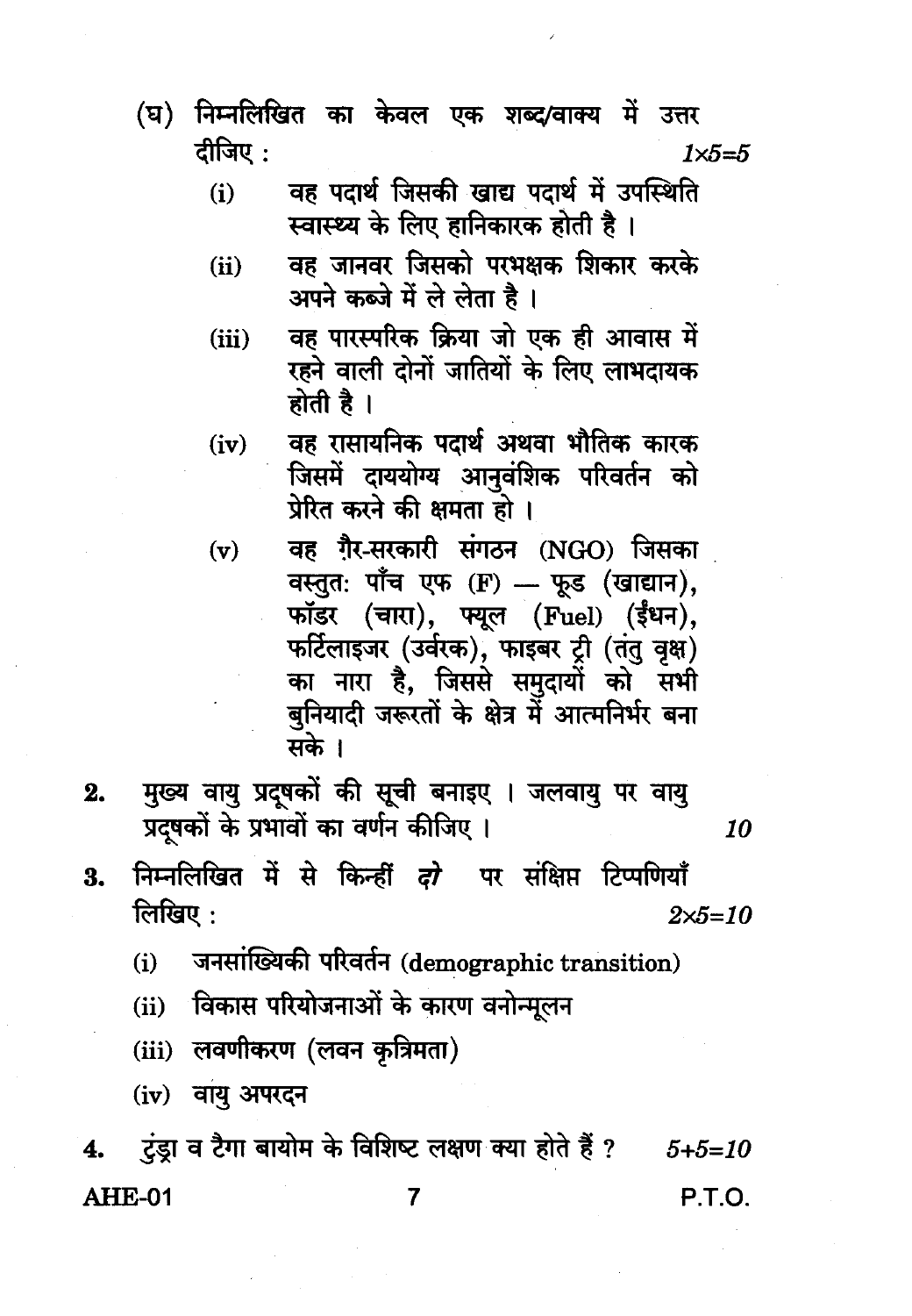(घ) निम्नलिखित का केवल एक शब्द/वाक्य में उत्तर दीजिए : *1×5=5*

(i) वह पदार्थ जिसकी खाद्य पदार्थ में उपस्थिति स्वास्थ्य के लिए हानिकारक होती है ।

(ii) वह जानवर जिसको परभक्षक शिकार करके अपने कब्जे में ले लेता है ।

(iii) वह पारस्परिक क्रिया जो एक ही आवास में रहने वाली दोनों जातियों के लिए लाभदायक होती है ।

(iv) वह रासायनिक पदार्थ अथवा भौतिक कारक जिसमें दाययोग्य आनुवंशिक परिवर्तन को प्रेरित करने की क्षमता हो ।

(v) वह ग़ैर-सरकारी संगठन (NGO) जिसका वस्तुत: पाँच एफ (F) — फूड (खाद्यान), फॉडर (चारा), फ्यूल (Fuel) (ईंधन), फर्टिलाइजर (उर्वरक), फाइबर ट्री (तंतु वृक्ष) का नारा है, जिससे समुदायों को सभी बुनियादी जरूरतों के क्षेत्र में आत्मनिर्भर बना सके ।

**2.** मुख्य वायु प्रदूषकों की सूची बनाइए । जलवायु पर वायु प्रदूषकों के प्रभावों का वर्णन कीजिए । *10*

**3.** निम्नलिखित में से किन्हीं ***दो*** पर संक्षिप्त टिप्पणियाँ लिखिए : *2×5=10*

(i) जनसांख्यिकी परिवर्तन (demographic transition)

(ii) विकास परियोजनाओं के कारण वनोन्मूलन

(iii) लवणीकरण (लवन कृत्रिमता)

(iv) वायु अपरदन

**4.** टुंड्रा व टैगा बायोम के विशिष्ट लक्षण क्या होते हैं ? *5+5=10*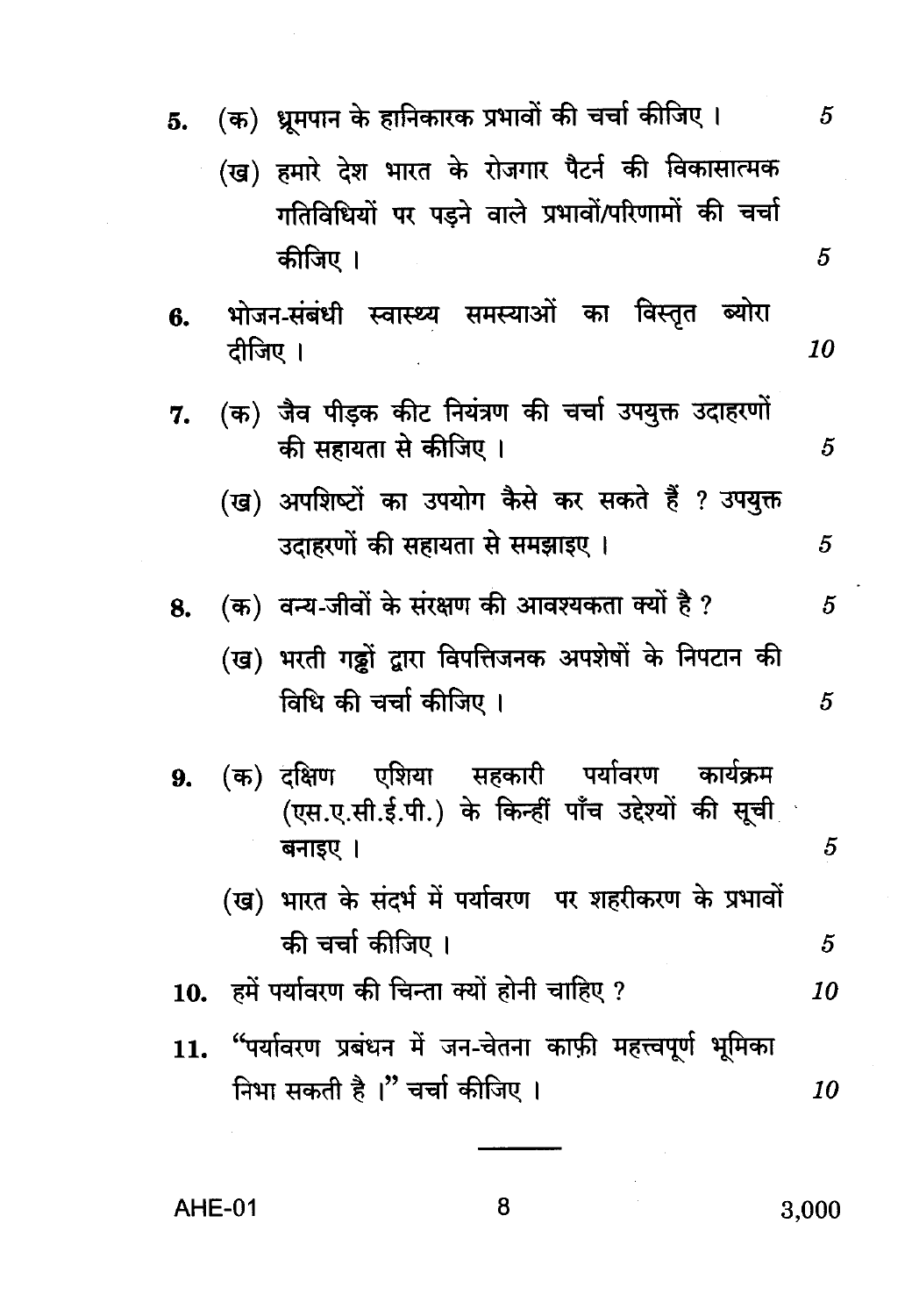5. (क) धूम्रपान के हानिकारक प्रभावों की चर्चा कीजिए । 5

   (ख) हमारे देश भारत के रोजगार पैटर्न की विकासात्मक गतिविधियों पर पड़ने वाले प्रभावों/परिणामों की चर्चा कीजिए । 5

6. भोजन-संबंधी स्वास्थ्य समस्याओं का विस्तृत ब्योरा दीजिए । 10

7. (क) जैव पीड़क कीट नियंत्रण की चर्चा उपयुक्त उदाहरणों की सहायता से कीजिए । 5

   (ख) अपशिष्टों का उपयोग कैसे कर सकते हैं ? उपयुक्त उदाहरणों की सहायता से समझाइए । 5

8. (क) वन्य-जीवों के संरक्षण की आवश्यकता क्यों है ? 5

   (ख) भरती गड्ढों द्वारा विपत्तिजनक अपशेषों के निपटान की विधि की चर्चा कीजिए । 5

9. (क) दक्षिण एशिया सहकारी पर्यावरण कार्यक्रम (एस.ए.सी.ई.पी.) के किन्हीं पाँच उद्देश्यों की सूची बनाइए । 5

   (ख) भारत के संदर्भ में पर्यावरण पर शहरीकरण के प्रभावों की चर्चा कीजिए । 5

10. हमें पर्यावरण की चिन्ता क्यों होनी चाहिए ? 10

11. "पर्यावरण प्रबंधन में जन-चेतना काफ़ी महत्त्वपूर्ण भूमिका निभा सकती है ।" चर्चा कीजिए । 10

AHE-01 3,000